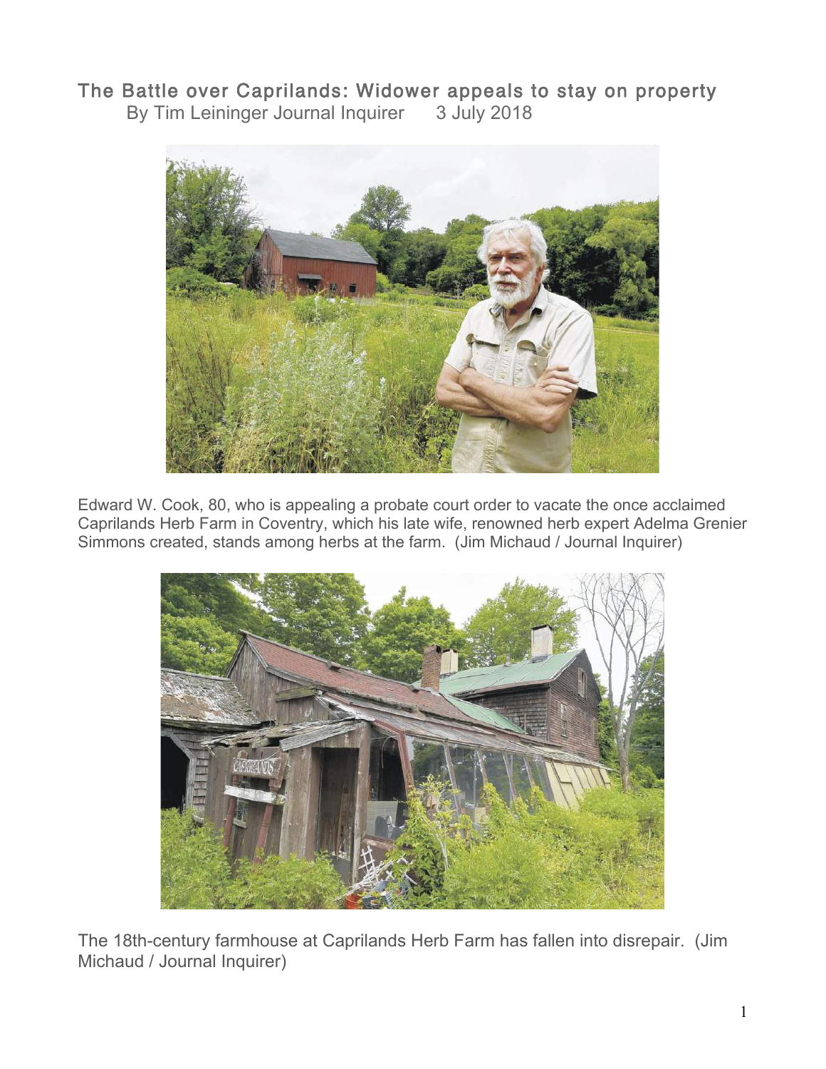# The Battle over Caprilands: Widower appeals to stay on property

By Tim Leininger Journal Inquirer 3 July 2018

Edward W. Cook, 80, who is appealing a probate court order to vacate the once acclaimed Caprilands Herb Farm in Coventry, which his late wife, renowned herb expert Adelma Grenier Simmons created, stands among herbs at the farm. (Jim Michaud / Journal Inquirer)

The 18th-century farmhouse at Caprilands Herb Farm has fallen into disrepair. (Jim Michaud / Journal Inquirer)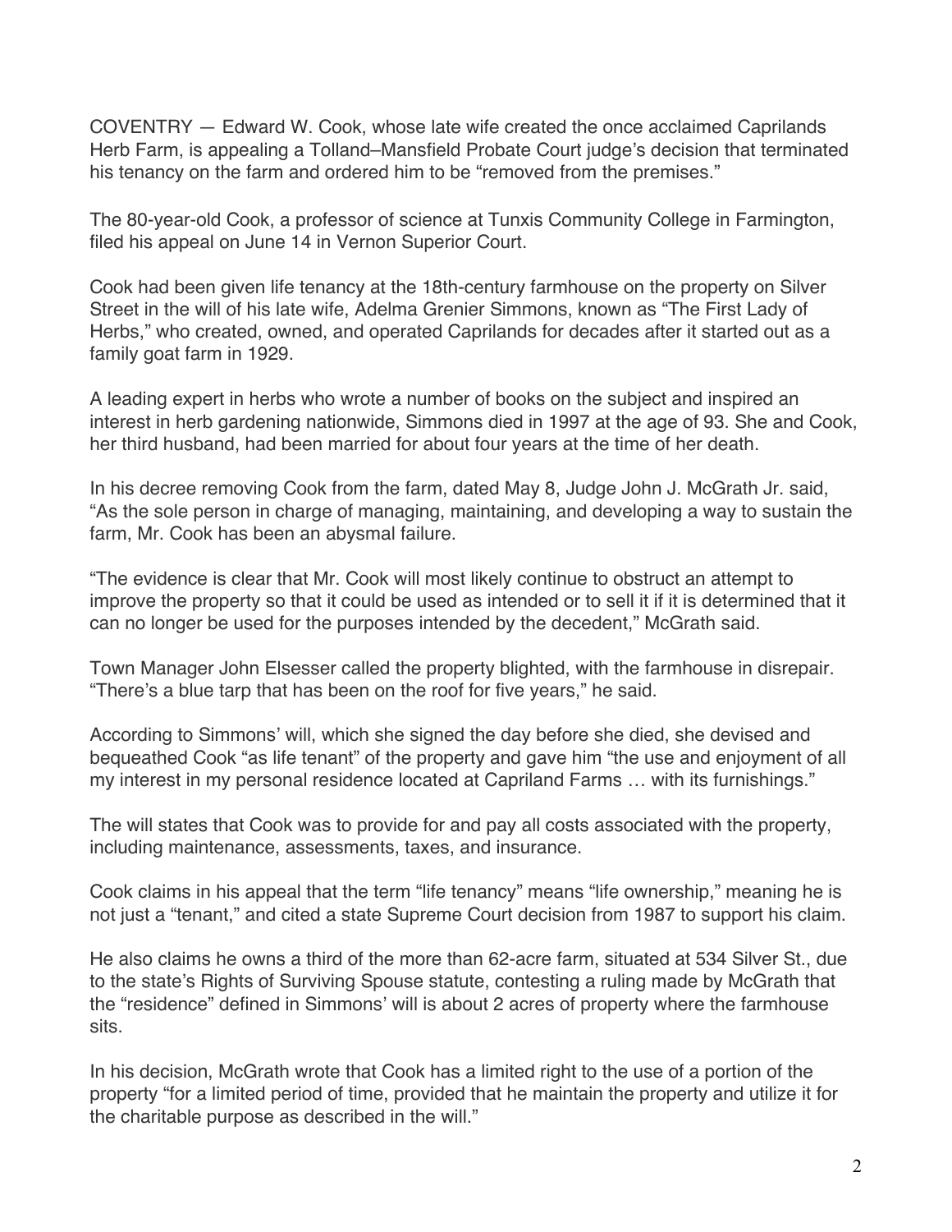COVENTRY — Edward W. Cook, whose late wife created the once acclaimed Caprilands Herb Farm, is appealing a Tolland–Mansfield Probate Court judge's decision that terminated his tenancy on the farm and ordered him to be "removed from the premises."

The 80-year-old Cook, a professor of science at Tunxis Community College in Farmington, filed his appeal on June 14 in Vernon Superior Court.

Cook had been given life tenancy at the 18th-century farmhouse on the property on Silver Street in the will of his late wife, Adelma Grenier Simmons, known as "The First Lady of Herbs," who created, owned, and operated Caprilands for decades after it started out as a family goat farm in 1929.

A leading expert in herbs who wrote a number of books on the subject and inspired an interest in herb gardening nationwide, Simmons died in 1997 at the age of 93. She and Cook, her third husband, had been married for about four years at the time of her death.

In his decree removing Cook from the farm, dated May 8, Judge John J. McGrath Jr. said, "As the sole person in charge of managing, maintaining, and developing a way to sustain the farm, Mr. Cook has been an abysmal failure.

"The evidence is clear that Mr. Cook will most likely continue to obstruct an attempt to improve the property so that it could be used as intended or to sell it if it is determined that it can no longer be used for the purposes intended by the decedent," McGrath said.

Town Manager John Elsesser called the property blighted, with the farmhouse in disrepair. "There's a blue tarp that has been on the roof for five years," he said.

According to Simmons' will, which she signed the day before she died, she devised and bequeathed Cook "as life tenant" of the property and gave him "the use and enjoyment of all my interest in my personal residence located at Capriland Farms … with its furnishings."

The will states that Cook was to provide for and pay all costs associated with the property, including maintenance, assessments, taxes, and insurance.

Cook claims in his appeal that the term "life tenancy" means "life ownership," meaning he is not just a "tenant," and cited a state Supreme Court decision from 1987 to support his claim.

He also claims he owns a third of the more than 62-acre farm, situated at 534 Silver St., due to the state's Rights of Surviving Spouse statute, contesting a ruling made by McGrath that the "residence" defined in Simmons' will is about 2 acres of property where the farmhouse sits.

In his decision, McGrath wrote that Cook has a limited right to the use of a portion of the property "for a limited period of time, provided that he maintain the property and utilize it for the charitable purpose as described in the will."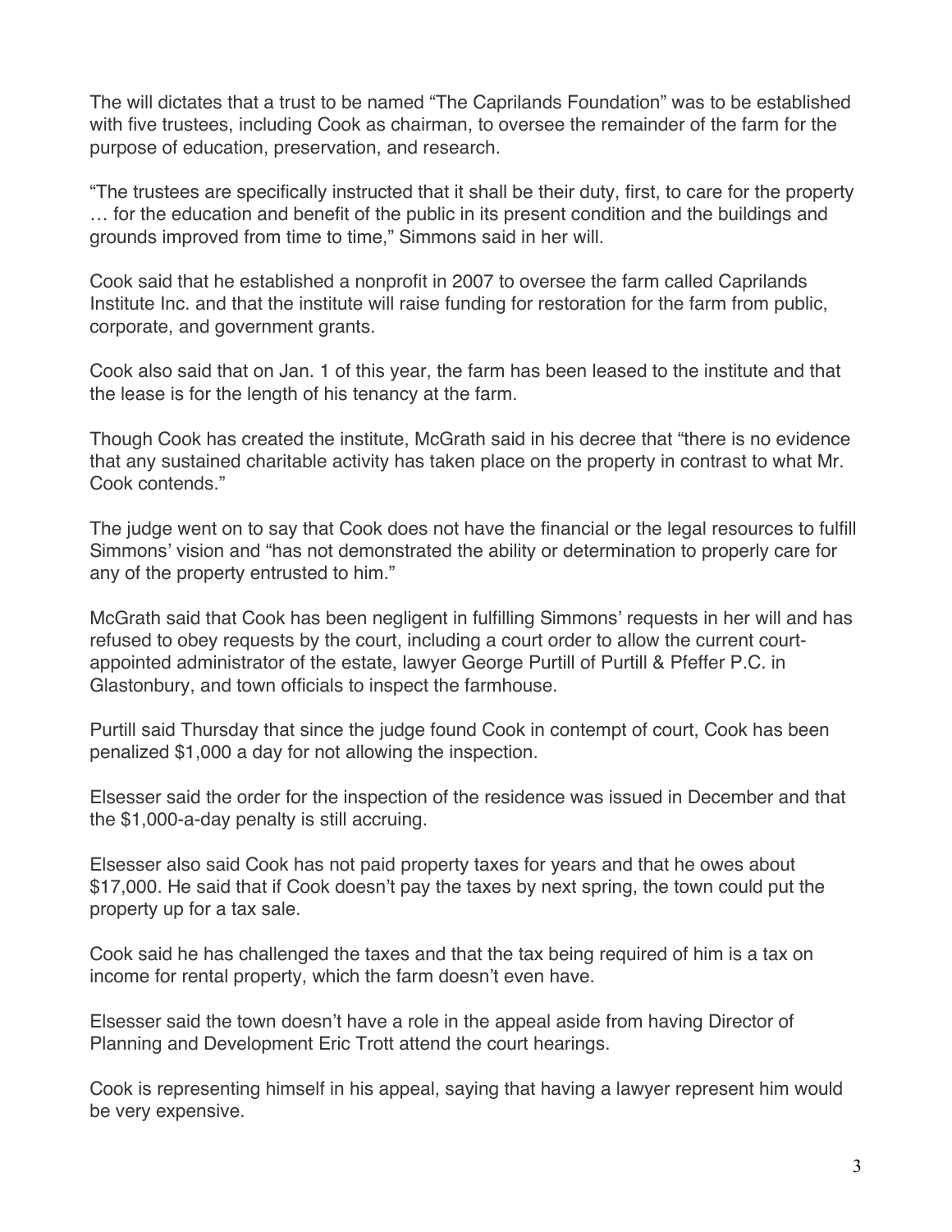The will dictates that a trust to be named “The Caprilands Foundation” was to be established with five trustees, including Cook as chairman, to oversee the remainder of the farm for the purpose of education, preservation, and research.

“The trustees are specifically instructed that it shall be their duty, first, to care for the property … for the education and benefit of the public in its present condition and the buildings and grounds improved from time to time,” Simmons said in her will.

Cook said that he established a nonprofit in 2007 to oversee the farm called Caprilands Institute Inc. and that the institute will raise funding for restoration for the farm from public, corporate, and government grants.

Cook also said that on Jan. 1 of this year, the farm has been leased to the institute and that the lease is for the length of his tenancy at the farm.

Though Cook has created the institute, McGrath said in his decree that “there is no evidence that any sustained charitable activity has taken place on the property in contrast to what Mr. Cook contends.”

The judge went on to say that Cook does not have the financial or the legal resources to fulfill Simmons’ vision and “has not demonstrated the ability or determination to properly care for any of the property entrusted to him.”

McGrath said that Cook has been negligent in fulfilling Simmons’ requests in her will and has refused to obey requests by the court, including a court order to allow the current court-appointed administrator of the estate, lawyer George Purtill of Purtill & Pfeffer P.C. in Glastonbury, and town officials to inspect the farmhouse.

Purtill said Thursday that since the judge found Cook in contempt of court, Cook has been penalized $1,000 a day for not allowing the inspection.

Elsesser said the order for the inspection of the residence was issued in December and that the $1,000-a-day penalty is still accruing.

Elsesser also said Cook has not paid property taxes for years and that he owes about $17,000. He said that if Cook doesn’t pay the taxes by next spring, the town could put the property up for a tax sale.

Cook said he has challenged the taxes and that the tax being required of him is a tax on income for rental property, which the farm doesn’t even have.

Elsesser said the town doesn’t have a role in the appeal aside from having Director of Planning and Development Eric Trott attend the court hearings.

Cook is representing himself in his appeal, saying that having a lawyer represent him would be very expensive.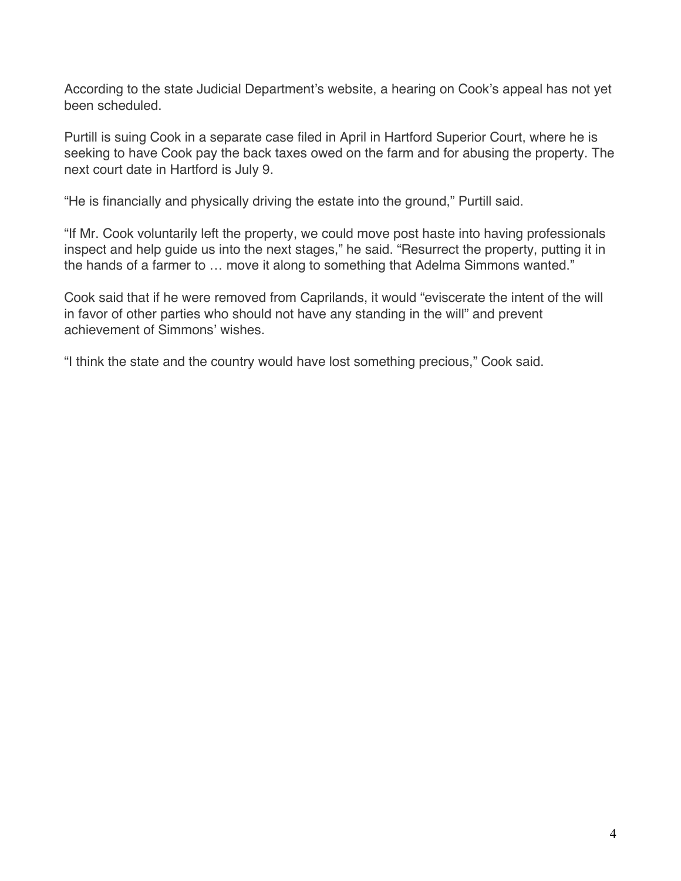According to the state Judicial Department's website, a hearing on Cook's appeal has not yet been scheduled.

Purtill is suing Cook in a separate case filed in April in Hartford Superior Court, where he is seeking to have Cook pay the back taxes owed on the farm and for abusing the property. The next court date in Hartford is July 9.

"He is financially and physically driving the estate into the ground," Purtill said.

"If Mr. Cook voluntarily left the property, we could move post haste into having professionals inspect and help guide us into the next stages," he said. "Resurrect the property, putting it in the hands of a farmer to … move it along to something that Adelma Simmons wanted."

Cook said that if he were removed from Caprilands, it would "eviscerate the intent of the will in favor of other parties who should not have any standing in the will" and prevent achievement of Simmons' wishes.

"I think the state and the country would have lost something precious," Cook said.